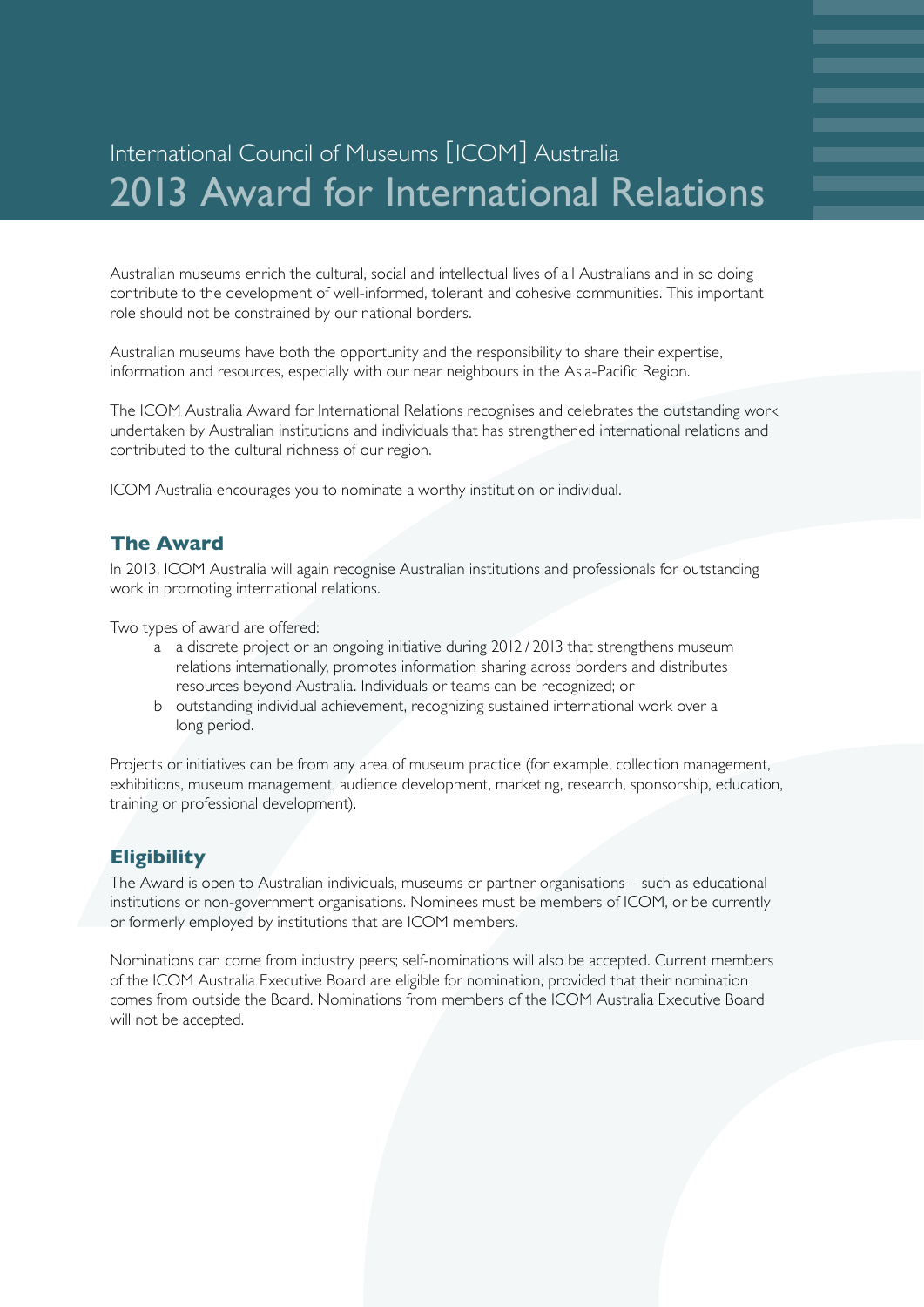International Council of Museums [ICOM] Australia

# 2013 Award for International Relations

Australian museums enrich the cultural, social and intellectual lives of all Australians and in so doing contribute to the development of well-informed, tolerant and cohesive communities. This important role should not be constrained by our national borders.

Australian museums have both the opportunity and the responsibility to share their expertise, information and resources, especially with our near neighbours in the Asia-Pacific Region.

The ICOM Australia Award for International Relations recognises and celebrates the outstanding work undertaken by Australian institutions and individuals that has strengthened international relations and contributed to the cultural richness of our region.

ICOM Australia encourages you to nominate a worthy institution or individual.

## The Award

In 2013, ICOM Australia will again recognise Australian institutions and professionals for outstanding work in promoting international relations.

Two types of award are offered:

- a a discrete project or an ongoing initiative during 2012 / 2013 that strengthens museum relations internationally, promotes information sharing across borders and distributes resources beyond Australia. Individuals or teams can be recognized; or
- b outstanding individual achievement, recognizing sustained international work over a long period.

Projects or initiatives can be from any area of museum practice (for example, collection management, exhibitions, museum management, audience development, marketing, research, sponsorship, education, training or professional development).

## Eligibility

The Award is open to Australian individuals, museums or partner organisations – such as educational institutions or non-government organisations. Nominees must be members of ICOM, or be currently or formerly employed by institutions that are ICOM members.

Nominations can come from industry peers; self-nominations will also be accepted. Current members of the ICOM Australia Executive Board are eligible for nomination, provided that their nomination comes from outside the Board. Nominations from members of the ICOM Australia Executive Board will not be accepted.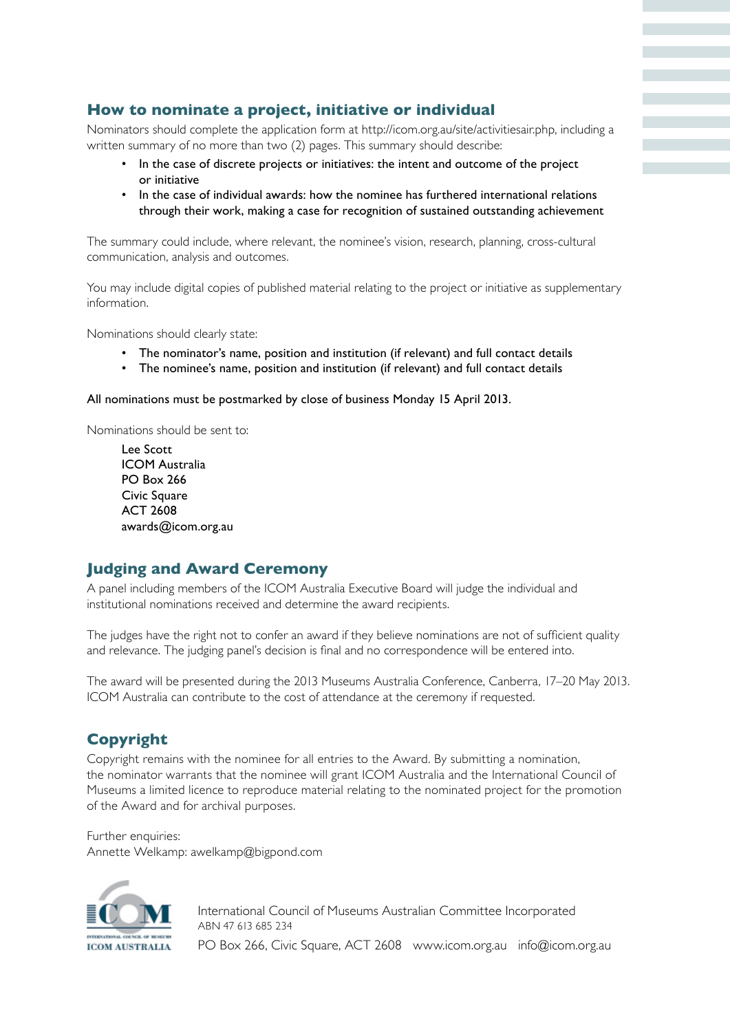## How to nominate a project, initiative or individual

Nominators should complete the application form at http://icom.org.au/site/activitiesair.php, including a written summary of no more than two (2) pages. This summary should describe:

- In the case of discrete projects or initiatives: the intent and outcome of the project or initiative
- In the case of individual awards: how the nominee has furthered international relations through their work, making a case for recognition of sustained outstanding achievement

The summary could include, where relevant, the nominee's vision, research, planning, cross-cultural communication, analysis and outcomes.

You may include digital copies of published material relating to the project or initiative as supplementary information.

Nominations should clearly state:

- The nominator's name, position and institution (if relevant) and full contact details
- The nominee's name, position and institution (if relevant) and full contact details

All nominations must be postmarked by close of business Monday 15 April 2013.

Nominations should be sent to:

Lee Scott
ICOM Australia
PO Box 266
Civic Square
ACT 2608
awards@icom.org.au

## Judging and Award Ceremony

A panel including members of the ICOM Australia Executive Board will judge the individual and institutional nominations received and determine the award recipients.

The judges have the right not to confer an award if they believe nominations are not of sufficient quality and relevance. The judging panel's decision is final and no correspondence will be entered into.

The award will be presented during the 2013 Museums Australia Conference, Canberra, 17–20 May 2013. ICOM Australia can contribute to the cost of attendance at the ceremony if requested.

## Copyright

Copyright remains with the nominee for all entries to the Award. By submitting a nomination, the nominator warrants that the nominee will grant ICOM Australia and the International Council of Museums a limited licence to reproduce material relating to the nominated project for the promotion of the Award and for archival purposes.

Further enquiries:
Annette Welkamp: awelkamp@bigpond.com

ICOM
INTERNATIONAL COUNCIL OF MUSEUMS
ICOM AUSTRALIA

International Council of Museums Australian Committee Incorporated
ABN 47 613 685 234
PO Box 266, Civic Square, ACT 2608 www.icom.org.au info@icom.org.au